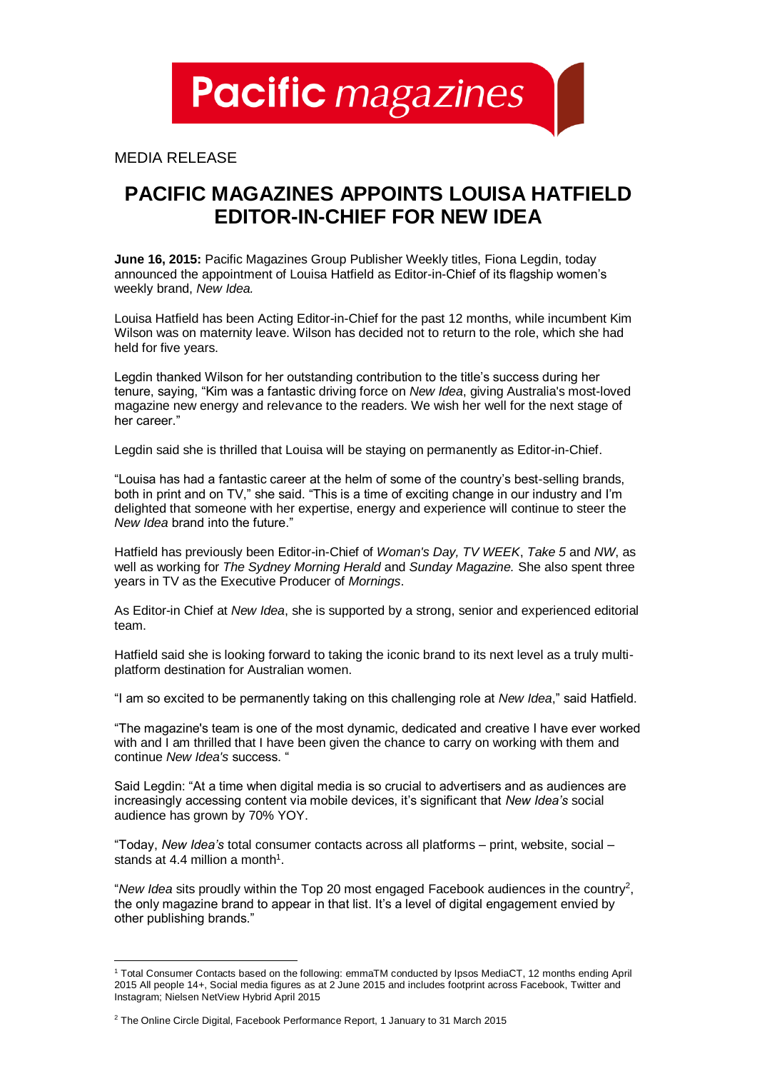Pacific magazines

MEDIA RELEASE

# PACIFIC MAGAZINES APPOINTS LOUISA HATFIELD EDITOR-IN-CHIEF FOR NEW IDEA

**June 16, 2015:** Pacific Magazines Group Publisher Weekly titles, Fiona Legdin, today announced the appointment of Louisa Hatfield as Editor-in-Chief of its flagship women's weekly brand, *New Idea.*

Louisa Hatfield has been Acting Editor-in-Chief for the past 12 months, while incumbent Kim Wilson was on maternity leave. Wilson has decided not to return to the role, which she had held for five years.

Legdin thanked Wilson for her outstanding contribution to the title's success during her tenure, saying, "Kim was a fantastic driving force on *New Idea*, giving Australia's most-loved magazine new energy and relevance to the readers. We wish her well for the next stage of her career."

Legdin said she is thrilled that Louisa will be staying on permanently as Editor-in-Chief.

"Louisa has had a fantastic career at the helm of some of the country's best-selling brands, both in print and on TV," she said. "This is a time of exciting change in our industry and I'm delighted that someone with her expertise, energy and experience will continue to steer the *New Idea* brand into the future."

Hatfield has previously been Editor-in-Chief of *Woman's Day, TV WEEK*, *Take 5* and *NW*, as well as working for *The Sydney Morning Herald* and *Sunday Magazine.* She also spent three years in TV as the Executive Producer of *Mornings*.

As Editor-in Chief at *New Idea*, she is supported by a strong, senior and experienced editorial team.

Hatfield said she is looking forward to taking the iconic brand to its next level as a truly multi-platform destination for Australian women.

"I am so excited to be permanently taking on this challenging role at *New Idea*," said Hatfield.

"The magazine's team is one of the most dynamic, dedicated and creative I have ever worked with and I am thrilled that I have been given the chance to carry on working with them and continue *New Idea's* success. "

Said Legdin: "At a time when digital media is so crucial to advertisers and as audiences are increasingly accessing content via mobile devices, it's significant that *New Idea's* social audience has grown by 70% YOY.

"Today, *New Idea's* total consumer contacts across all platforms – print, website, social – stands at 4.4 million a month[1].

"*New Idea* sits proudly within the Top 20 most engaged Facebook audiences in the country[2], the only magazine brand to appear in that list. It's a level of digital engagement envied by other publishing brands."

---

[1] Total Consumer Contacts based on the following: emmaTM conducted by Ipsos MediaCT, 12 months ending April 2015 All people 14+, Social media figures as at 2 June 2015 and includes footprint across Facebook, Twitter and Instagram; Nielsen NetView Hybrid April 2015

[2] The Online Circle Digital, Facebook Performance Report, 1 January to 31 March 2015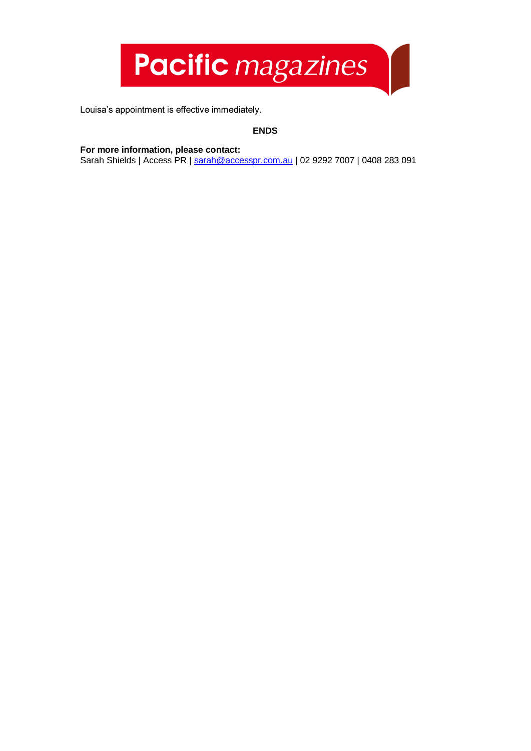Louisa's appointment is effective immediately.

**ENDS**

**For more information, please contact:**
Sarah Shields | Access PR | sarah@accesspr.com.au | 02 9292 7007 | 0408 283 091